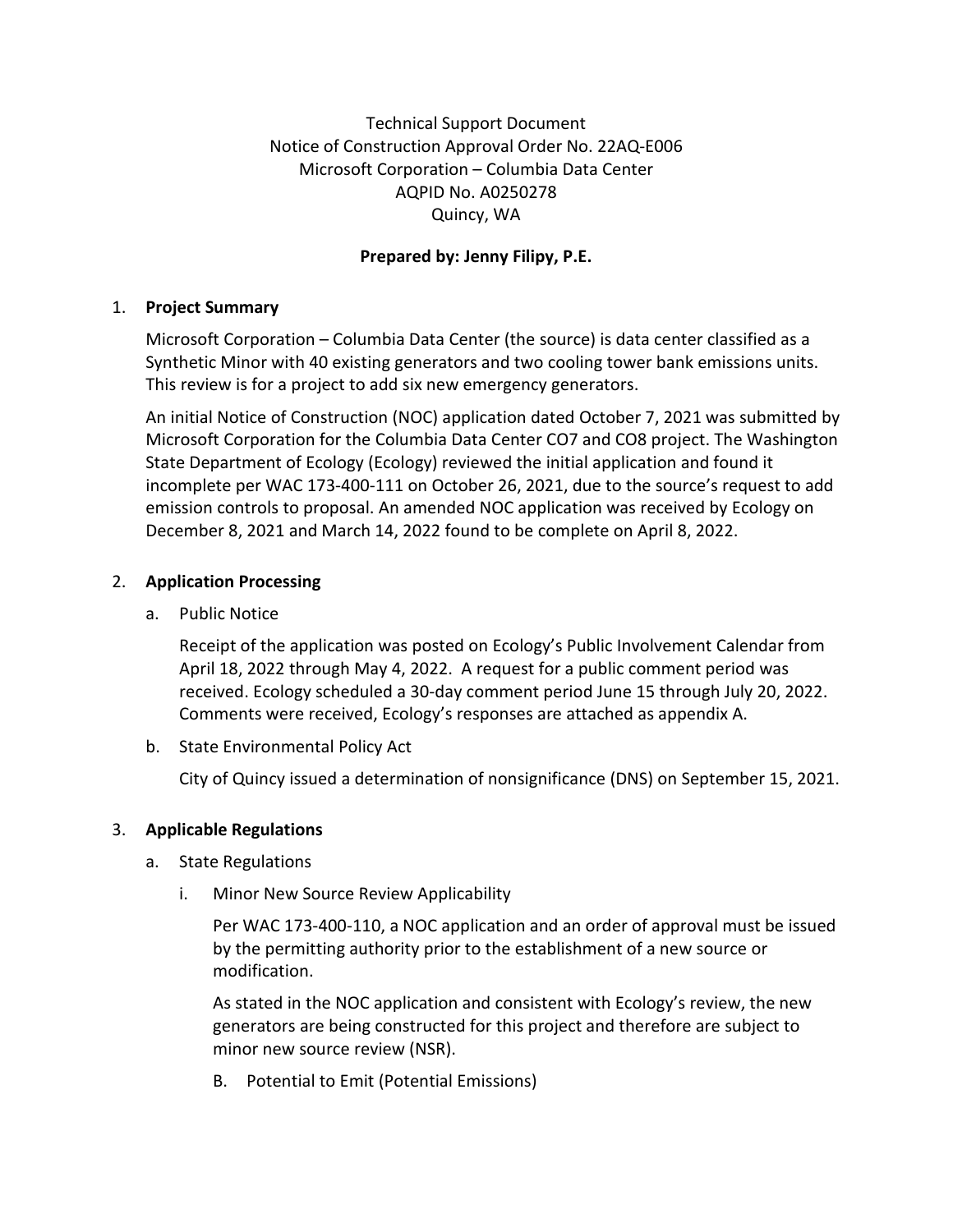Technical Support Document
Notice of Construction Approval Order No. 22AQ-E006
Microsoft Corporation – Columbia Data Center
AQPID No. A0250278
Quincy, WA

**Prepared by: Jenny Filipy, P.E.**

1. **Project Summary**

   Microsoft Corporation – Columbia Data Center (the source) is data center classified as a Synthetic Minor with 40 existing generators and two cooling tower bank emissions units. This review is for a project to add six new emergency generators.

   An initial Notice of Construction (NOC) application dated October 7, 2021 was submitted by Microsoft Corporation for the Columbia Data Center CO7 and CO8 project. The Washington State Department of Ecology (Ecology) reviewed the initial application and found it incomplete per WAC 173-400-111 on October 26, 2021, due to the source's request to add emission controls to proposal. An amended NOC application was received by Ecology on December 8, 2021 and March 14, 2022 found to be complete on April 8, 2022.

2. **Application Processing**

   a. Public Notice

      Receipt of the application was posted on Ecology's Public Involvement Calendar from April 18, 2022 through May 4, 2022. A request for a public comment period was received. Ecology scheduled a 30-day comment period June 15 through July 20, 2022. Comments were received, Ecology's responses are attached as appendix A.

   b. State Environmental Policy Act

      City of Quincy issued a determination of nonsignificance (DNS) on September 15, 2021.

3. **Applicable Regulations**

   a. State Regulations

      i. Minor New Source Review Applicability

         Per WAC 173-400-110, a NOC application and an order of approval must be issued by the permitting authority prior to the establishment of a new source or modification.

         As stated in the NOC application and consistent with Ecology's review, the new generators are being constructed for this project and therefore are subject to minor new source review (NSR).

      B. Potential to Emit (Potential Emissions)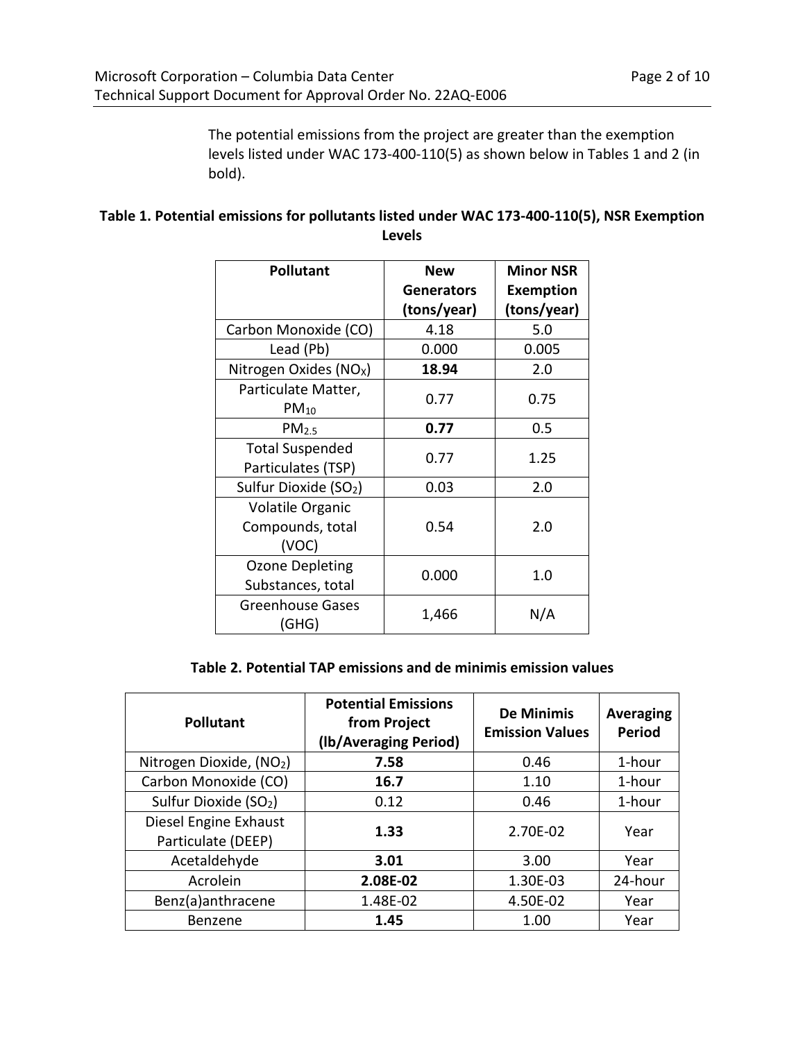The potential emissions from the project are greater than the exemption levels listed under WAC 173-400-110(5) as shown below in Tables 1 and 2 (in bold).

**Table 1. Potential emissions for pollutants listed under WAC 173-400-110(5), NSR Exemption Levels**

| Pollutant | New Generators (tons/year) | Minor NSR Exemption (tons/year) |
|---|---|---|
| Carbon Monoxide (CO) | 4.18 | 5.0 |
| Lead (Pb) | 0.000 | 0.005 |
| Nitrogen Oxides ($NO_X$) | **18.94** | 2.0 |
| Particulate Matter, $PM_{10}$ | 0.77 | 0.75 |
| $PM_{2.5}$ | **0.77** | 0.5 |
| Total Suspended Particulates (TSP) | 0.77 | 1.25 |
| Sulfur Dioxide ($SO_2$) | 0.03 | 2.0 |
| Volatile Organic Compounds, total (VOC) | 0.54 | 2.0 |
| Ozone Depleting Substances, total | 0.000 | 1.0 |
| Greenhouse Gases (GHG) | 1,466 | N/A |

**Table 2. Potential TAP emissions and de minimis emission values**

| Pollutant | Potential Emissions from Project (lb/Averaging Period) | De Minimis Emission Values | Averaging Period |
|---|---|---|---|
| Nitrogen Dioxide, ($NO_2$) | **7.58** | 0.46 | 1-hour |
| Carbon Monoxide (CO) | **16.7** | 1.10 | 1-hour |
| Sulfur Dioxide ($SO_2$) | 0.12 | 0.46 | 1-hour |
| Diesel Engine Exhaust Particulate (DEEP) | **1.33** | 2.70E-02 | Year |
| Acetaldehyde | **3.01** | 3.00 | Year |
| Acrolein | **2.08E-02** | 1.30E-03 | 24-hour |
| Benz(a)anthracene | 1.48E-02 | 4.50E-02 | Year |
| Benzene | **1.45** | 1.00 | Year |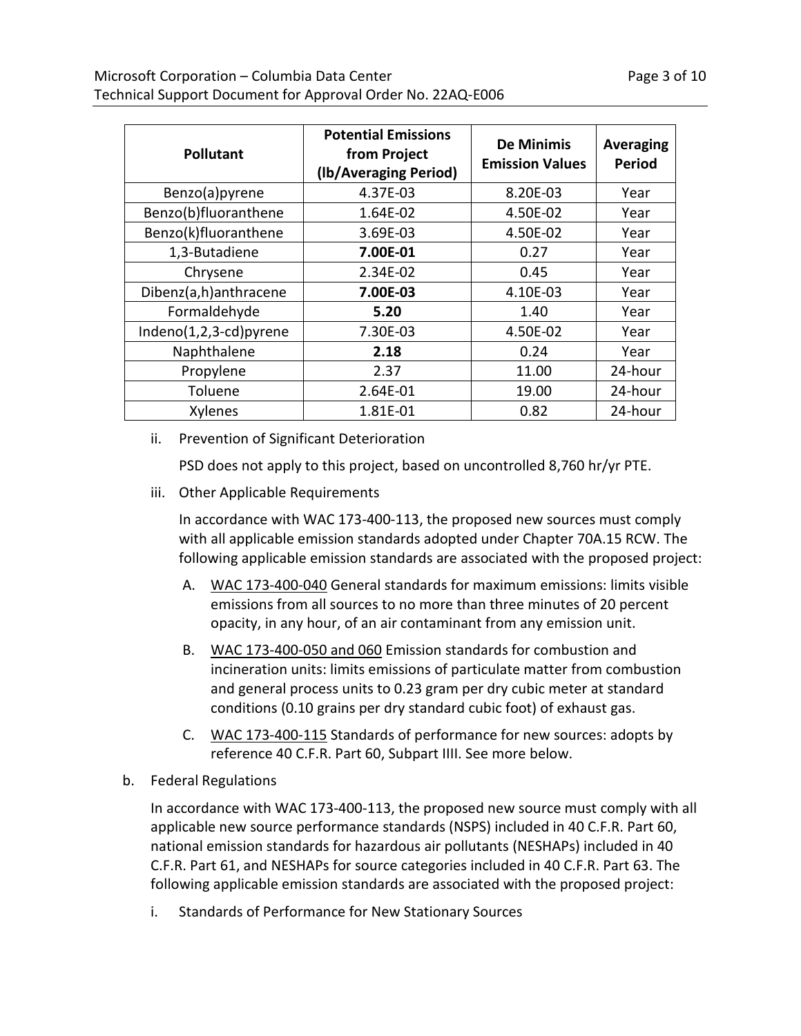| Pollutant | Potential Emissions from Project (lb/Averaging Period) | De Minimis Emission Values | Averaging Period |
|---|---|---|---|
| Benzo(a)pyrene | 4.37E-03 | 8.20E-03 | Year |
| Benzo(b)fluoranthene | 1.64E-02 | 4.50E-02 | Year |
| Benzo(k)fluoranthene | 3.69E-03 | 4.50E-02 | Year |
| 1,3-Butadiene | **7.00E-01** | 0.27 | Year |
| Chrysene | 2.34E-02 | 0.45 | Year |
| Dibenz(a,h)anthracene | **7.00E-03** | 4.10E-03 | Year |
| Formaldehyde | **5.20** | 1.40 | Year |
| Indeno(1,2,3-cd)pyrene | 7.30E-03 | 4.50E-02 | Year |
| Naphthalene | **2.18** | 0.24 | Year |
| Propylene | 2.37 | 11.00 | 24-hour |
| Toluene | 2.64E-01 | 19.00 | 24-hour |
| Xylenes | 1.81E-01 | 0.82 | 24-hour |

ii. Prevention of Significant Deterioration

PSD does not apply to this project, based on uncontrolled 8,760 hr/yr PTE.

iii. Other Applicable Requirements

In accordance with WAC 173-400-113, the proposed new sources must comply with all applicable emission standards adopted under Chapter 70A.15 RCW. The following applicable emission standards are associated with the proposed project:

A. WAC 173-400-040 General standards for maximum emissions: limits visible emissions from all sources to no more than three minutes of 20 percent opacity, in any hour, of an air contaminant from any emission unit.

B. WAC 173-400-050 and 060 Emission standards for combustion and incineration units: limits emissions of particulate matter from combustion and general process units to 0.23 gram per dry cubic meter at standard conditions (0.10 grains per dry standard cubic foot) of exhaust gas.

C. WAC 173-400-115 Standards of performance for new sources: adopts by reference 40 C.F.R. Part 60, Subpart IIII. See more below.

b. Federal Regulations

In accordance with WAC 173-400-113, the proposed new source must comply with all applicable new source performance standards (NSPS) included in 40 C.F.R. Part 60, national emission standards for hazardous air pollutants (NESHAPs) included in 40 C.F.R. Part 61, and NESHAPs for source categories included in 40 C.F.R. Part 63. The following applicable emission standards are associated with the proposed project:

i. Standards of Performance for New Stationary Sources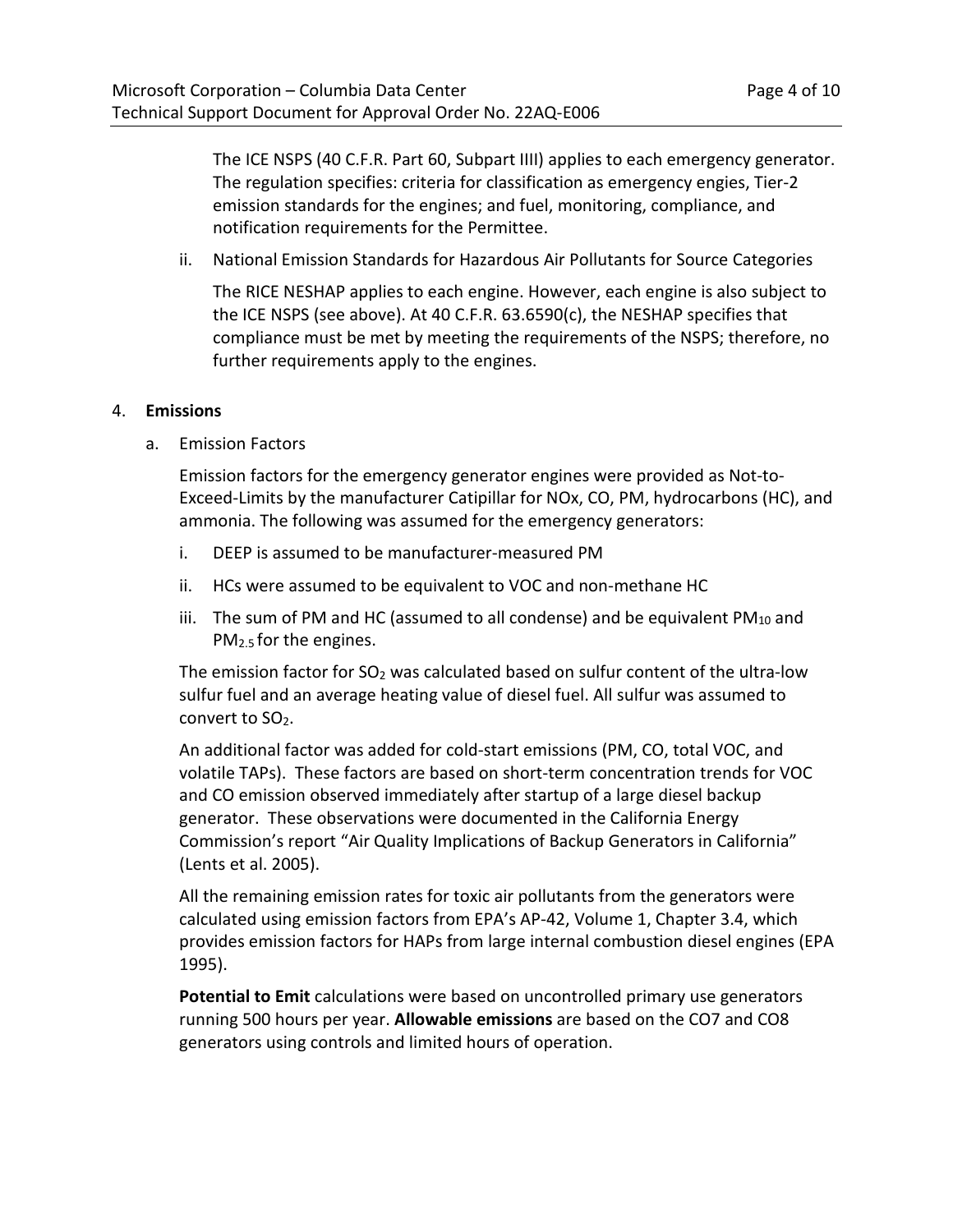The ICE NSPS (40 C.F.R. Part 60, Subpart IIII) applies to each emergency generator. The regulation specifies: criteria for classification as emergency engies, Tier-2 emission standards for the engines; and fuel, monitoring, compliance, and notification requirements for the Permittee.

ii. National Emission Standards for Hazardous Air Pollutants for Source Categories

The RICE NESHAP applies to each engine. However, each engine is also subject to the ICE NSPS (see above). At 40 C.F.R. 63.6590(c), the NESHAP specifies that compliance must be met by meeting the requirements of the NSPS; therefore, no further requirements apply to the engines.

4. **Emissions**

a. Emission Factors

Emission factors for the emergency generator engines were provided as Not-to-Exceed-Limits by the manufacturer Catipillar for NOx, CO, PM, hydrocarbons (HC), and ammonia. The following was assumed for the emergency generators:

i. DEEP is assumed to be manufacturer-measured PM

ii. HCs were assumed to be equivalent to VOC and non-methane HC

iii. The sum of PM and HC (assumed to all condense) and be equivalent $PM_{10}$ and $PM_{2.5}$ for the engines.

The emission factor for $SO_2$ was calculated based on sulfur content of the ultra-low sulfur fuel and an average heating value of diesel fuel. All sulfur was assumed to convert to $SO_2$.

An additional factor was added for cold-start emissions (PM, CO, total VOC, and volatile TAPs). These factors are based on short-term concentration trends for VOC and CO emission observed immediately after startup of a large diesel backup generator. These observations were documented in the California Energy Commission's report "Air Quality Implications of Backup Generators in California" (Lents et al. 2005).

All the remaining emission rates for toxic air pollutants from the generators were calculated using emission factors from EPA's AP-42, Volume 1, Chapter 3.4, which provides emission factors for HAPs from large internal combustion diesel engines (EPA 1995).

**Potential to Emit** calculations were based on uncontrolled primary use generators running 500 hours per year. **Allowable emissions** are based on the CO7 and CO8 generators using controls and limited hours of operation.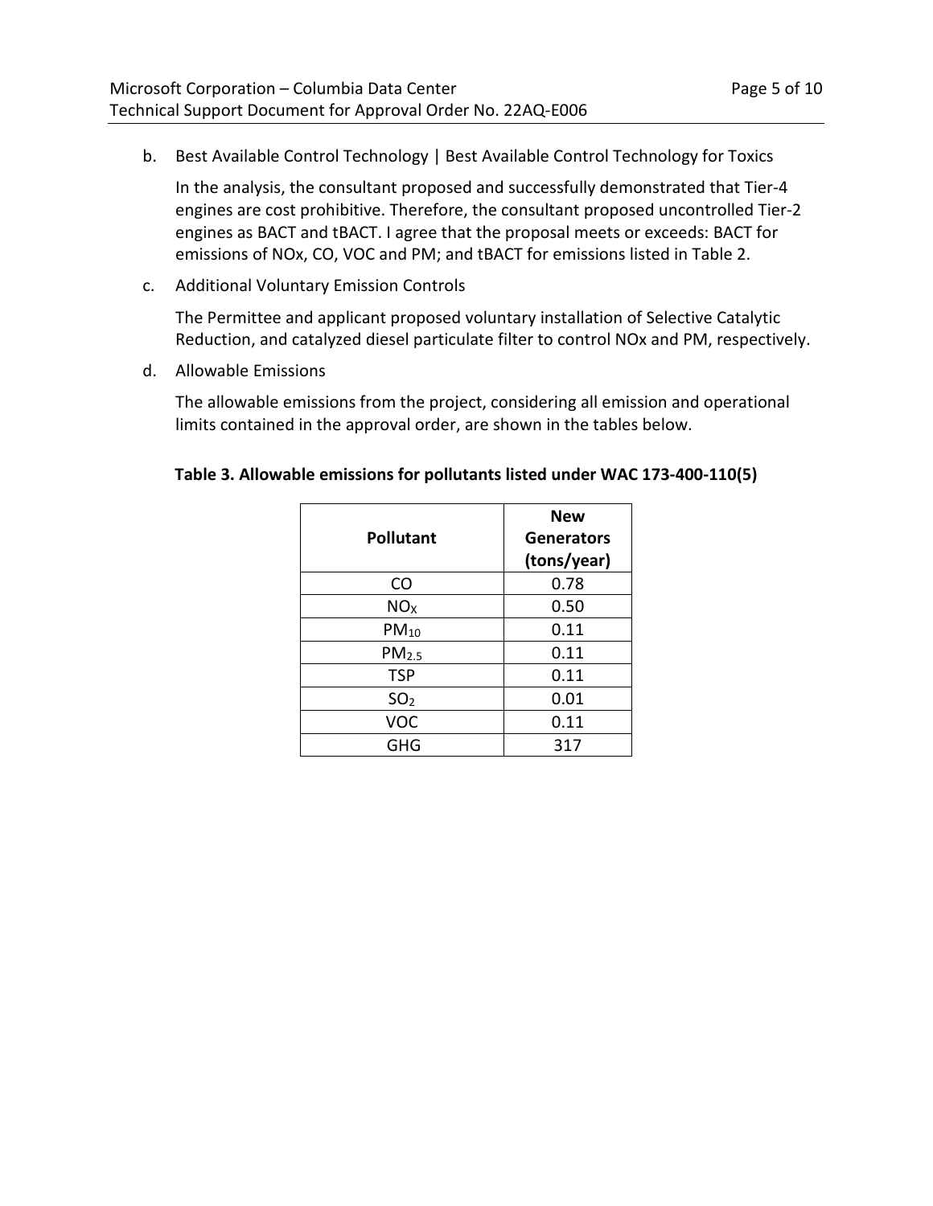b. Best Available Control Technology | Best Available Control Technology for Toxics

   In the analysis, the consultant proposed and successfully demonstrated that Tier-4 engines are cost prohibitive. Therefore, the consultant proposed uncontrolled Tier-2 engines as BACT and tBACT. I agree that the proposal meets or exceeds: BACT for emissions of NOx, CO, VOC and PM; and tBACT for emissions listed in Table 2.

c. Additional Voluntary Emission Controls

   The Permittee and applicant proposed voluntary installation of Selective Catalytic Reduction, and catalyzed diesel particulate filter to control NOx and PM, respectively.

d. Allowable Emissions

   The allowable emissions from the project, considering all emission and operational limits contained in the approval order, are shown in the tables below.

**Table 3. Allowable emissions for pollutants listed under WAC 173-400-110(5)**

| Pollutant | New Generators (tons/year) |
|---|---|
| CO | 0.78 |
| $NO_X$ | 0.50 |
| $PM_{10}$ | 0.11 |
| $PM_{2.5}$ | 0.11 |
| TSP | 0.11 |
| $SO_2$ | 0.01 |
| VOC | 0.11 |
| GHG | 317 |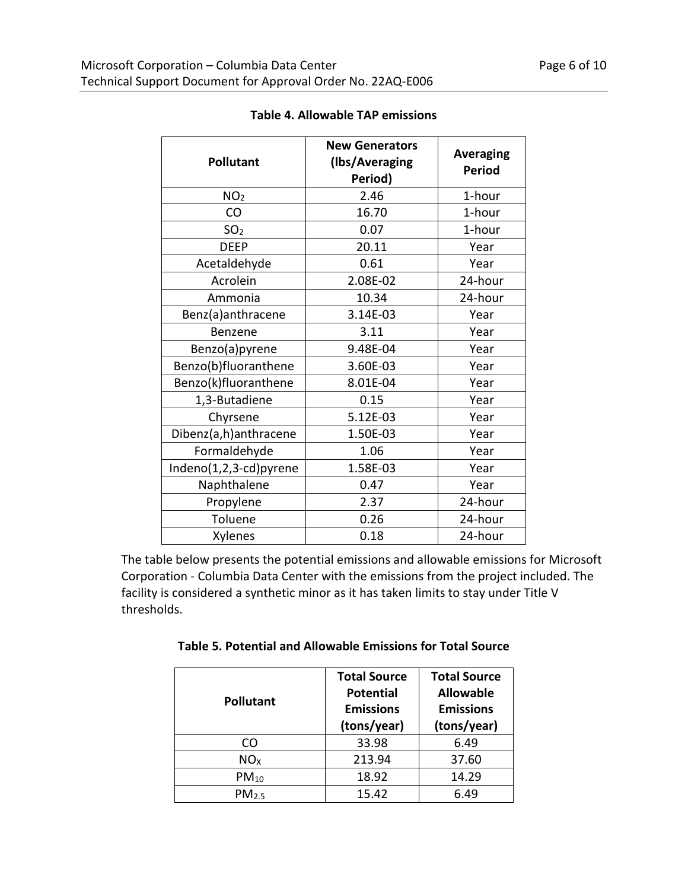**Table 4. Allowable TAP emissions**

| Pollutant | New Generators (lbs/Averaging Period) | Averaging Period |
|---|---|---|
| $NO_2$ | 2.46 | 1-hour |
| CO | 16.70 | 1-hour |
| $SO_2$ | 0.07 | 1-hour |
| DEEP | 20.11 | Year |
| Acetaldehyde | 0.61 | Year |
| Acrolein | 2.08E-02 | 24-hour |
| Ammonia | 10.34 | 24-hour |
| Benz(a)anthracene | 3.14E-03 | Year |
| Benzene | 3.11 | Year |
| Benzo(a)pyrene | 9.48E-04 | Year |
| Benzo(b)fluoranthene | 3.60E-03 | Year |
| Benzo(k)fluoranthene | 8.01E-04 | Year |
| 1,3-Butadiene | 0.15 | Year |
| Chrysene | 5.12E-03 | Year |
| Dibenz(a,h)anthracene | 1.50E-03 | Year |
| Formaldehyde | 1.06 | Year |
| Indeno(1,2,3-cd)pyrene | 1.58E-03 | Year |
| Naphthalene | 0.47 | Year |
| Propylene | 2.37 | 24-hour |
| Toluene | 0.26 | 24-hour |
| Xylenes | 0.18 | 24-hour |

The table below presents the potential emissions and allowable emissions for Microsoft Corporation - Columbia Data Center with the emissions from the project included. The facility is considered a synthetic minor as it has taken limits to stay under Title V thresholds.

**Table 5. Potential and Allowable Emissions for Total Source**

| Pollutant | Total Source Potential Emissions (tons/year) | Total Source Allowable Emissions (tons/year) |
|---|---|---|
| CO | 33.98 | 6.49 |
| $NO_X$ | 213.94 | 37.60 |
| $PM_{10}$ | 18.92 | 14.29 |
| $PM_{2.5}$ | 15.42 | 6.49 |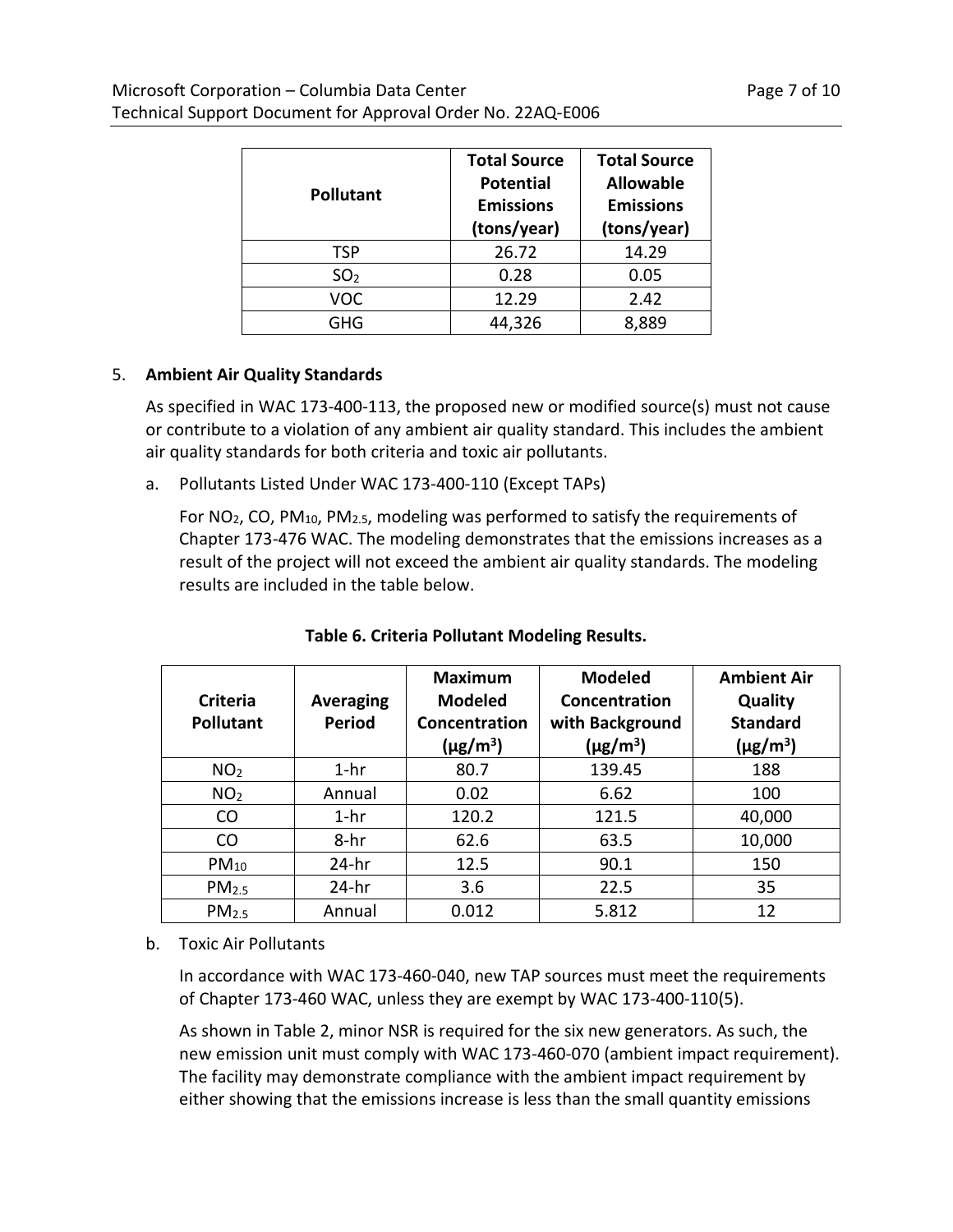| Pollutant | Total Source Potential Emissions (tons/year) | Total Source Allowable Emissions (tons/year) |
| --- | --- | --- |
| TSP | 26.72 | 14.29 |
| $SO_2$ | 0.28 | 0.05 |
| VOC | 12.29 | 2.42 |
| GHG | 44,326 | 8,889 |

5. **Ambient Air Quality Standards**

   As specified in WAC 173-400-113, the proposed new or modified source(s) must not cause or contribute to a violation of any ambient air quality standard. This includes the ambient air quality standards for both criteria and toxic air pollutants.

   a. Pollutants Listed Under WAC 173-400-110 (Except TAPs)

      For $NO_2$, CO, $PM_{10}$, $PM_{2.5}$, modeling was performed to satisfy the requirements of Chapter 173-476 WAC. The modeling demonstrates that the emissions increases as a result of the project will not exceed the ambient air quality standards. The modeling results are included in the table below.

**Table 6. Criteria Pollutant Modeling Results.**

| Criteria Pollutant | Averaging Period | Maximum Modeled Concentration (µg/m³) | Modeled Concentration with Background (µg/m³) | Ambient Air Quality Standard (µg/m³) |
| --- | --- | --- | --- | --- |
| $NO_2$ | 1-hr | 80.7 | 139.45 | 188 |
| $NO_2$ | Annual | 0.02 | 6.62 | 100 |
| CO | 1-hr | 120.2 | 121.5 | 40,000 |
| CO | 8-hr | 62.6 | 63.5 | 10,000 |
| $PM_{10}$ | 24-hr | 12.5 | 90.1 | 150 |
| $PM_{2.5}$ | 24-hr | 3.6 | 22.5 | 35 |
| $PM_{2.5}$ | Annual | 0.012 | 5.812 | 12 |

   b. Toxic Air Pollutants

      In accordance with WAC 173-460-040, new TAP sources must meet the requirements of Chapter 173-460 WAC, unless they are exempt by WAC 173-400-110(5).

      As shown in Table 2, minor NSR is required for the six new generators. As such, the new emission unit must comply with WAC 173-460-070 (ambient impact requirement). The facility may demonstrate compliance with the ambient impact requirement by either showing that the emissions increase is less than the small quantity emissions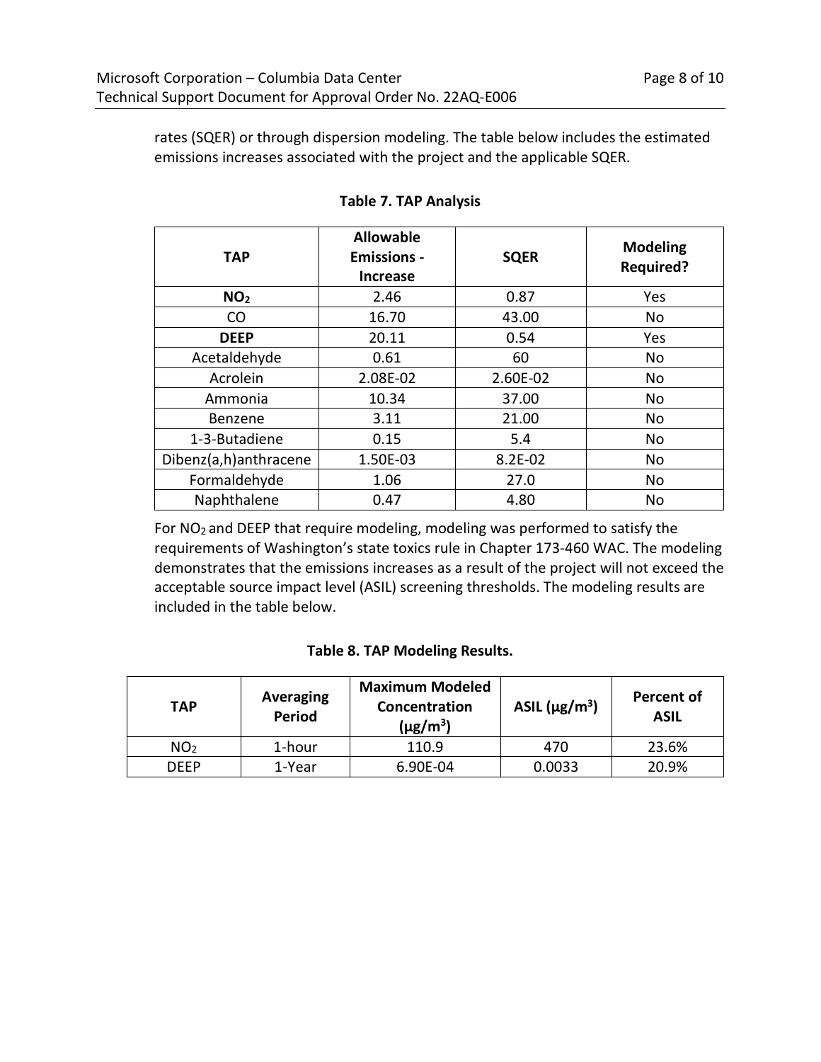rates (SQER) or through dispersion modeling. The table below includes the estimated emissions increases associated with the project and the applicable SQER.

**Table 7. TAP Analysis**

| TAP | Allowable Emissions - Increase | SQER | Modeling Required? |
|---|---|---|---|
| **$NO_2$** | 2.46 | 0.87 | Yes |
| CO | 16.70 | 43.00 | No |
| **DEEP** | 20.11 | 0.54 | Yes |
| Acetaldehyde | 0.61 | 60 | No |
| Acrolein | 2.08E-02 | 2.60E-02 | No |
| Ammonia | 10.34 | 37.00 | No |
| Benzene | 3.11 | 21.00 | No |
| 1-3-Butadiene | 0.15 | 5.4 | No |
| Dibenz(a,h)anthracene | 1.50E-03 | 8.2E-02 | No |
| Formaldehyde | 1.06 | 27.0 | No |
| Naphthalene | 0.47 | 4.80 | No |

For $NO_2$ and DEEP that require modeling, modeling was performed to satisfy the requirements of Washington's state toxics rule in Chapter 173-460 WAC. The modeling demonstrates that the emissions increases as a result of the project will not exceed the acceptable source impact level (ASIL) screening thresholds. The modeling results are included in the table below.

**Table 8. TAP Modeling Results.**

| TAP | Averaging Period | Maximum Modeled Concentration ($\mu g/m^3$) | ASIL ($\mu g/m^3$) | Percent of ASIL |
|---|---|---|---|---|
| $NO_2$ | 1-hour | 110.9 | 470 | 23.6% |
| DEEP | 1-Year | 6.90E-04 | 0.0033 | 20.9% |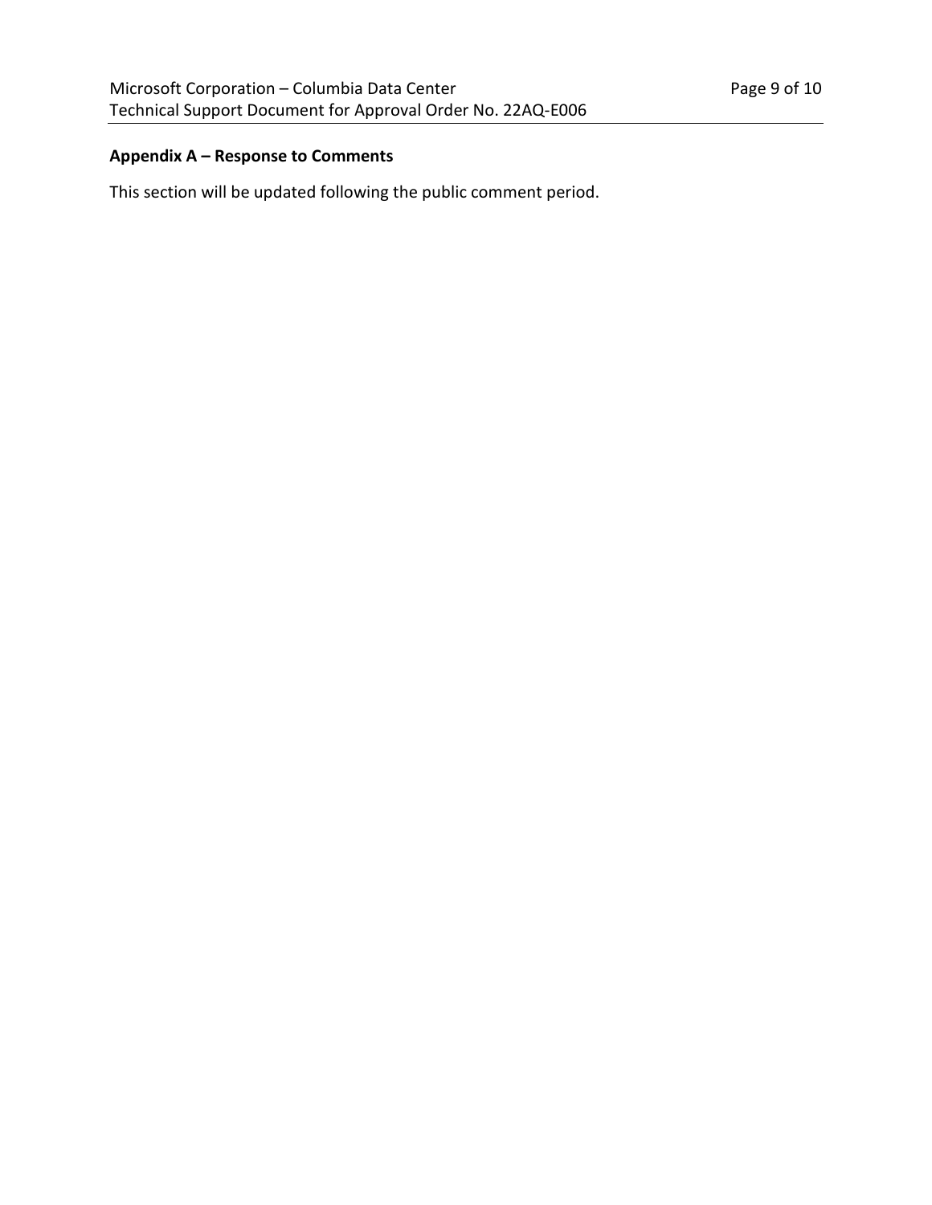**Appendix A – Response to Comments**

This section will be updated following the public comment period.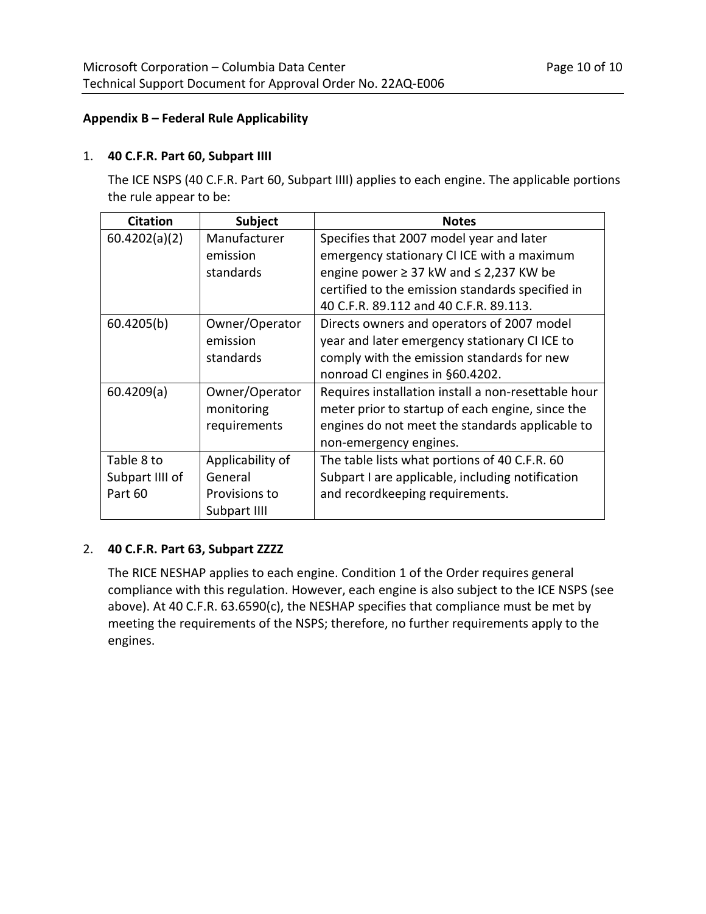**Appendix B – Federal Rule Applicability**

1. **40 C.F.R. Part 60, Subpart IIII**

   The ICE NSPS (40 C.F.R. Part 60, Subpart IIII) applies to each engine. The applicable portions the rule appear to be:

| Citation | Subject | Notes |
|---|---|---|
| 60.4202(a)(2) | Manufacturer emission standards | Specifies that 2007 model year and later emergency stationary CI ICE with a maximum engine power ≥ 37 kW and ≤ 2,237 KW be certified to the emission standards specified in 40 C.F.R. 89.112 and 40 C.F.R. 89.113. |
| 60.4205(b) | Owner/Operator emission standards | Directs owners and operators of 2007 model year and later emergency stationary CI ICE to comply with the emission standards for new nonroad CI engines in §60.4202. |
| 60.4209(a) | Owner/Operator monitoring requirements | Requires installation install a non-resettable hour meter prior to startup of each engine, since the engines do not meet the standards applicable to non-emergency engines. |
| Table 8 to Subpart IIII of Part 60 | Applicability of General Provisions to Subpart IIII | The table lists what portions of 40 C.F.R. 60 Subpart I are applicable, including notification and recordkeeping requirements. |

2. **40 C.F.R. Part 63, Subpart ZZZZ**

   The RICE NESHAP applies to each engine. Condition 1 of the Order requires general compliance with this regulation. However, each engine is also subject to the ICE NSPS (see above). At 40 C.F.R. 63.6590(c), the NESHAP specifies that compliance must be met by meeting the requirements of the NSPS; therefore, no further requirements apply to the engines.